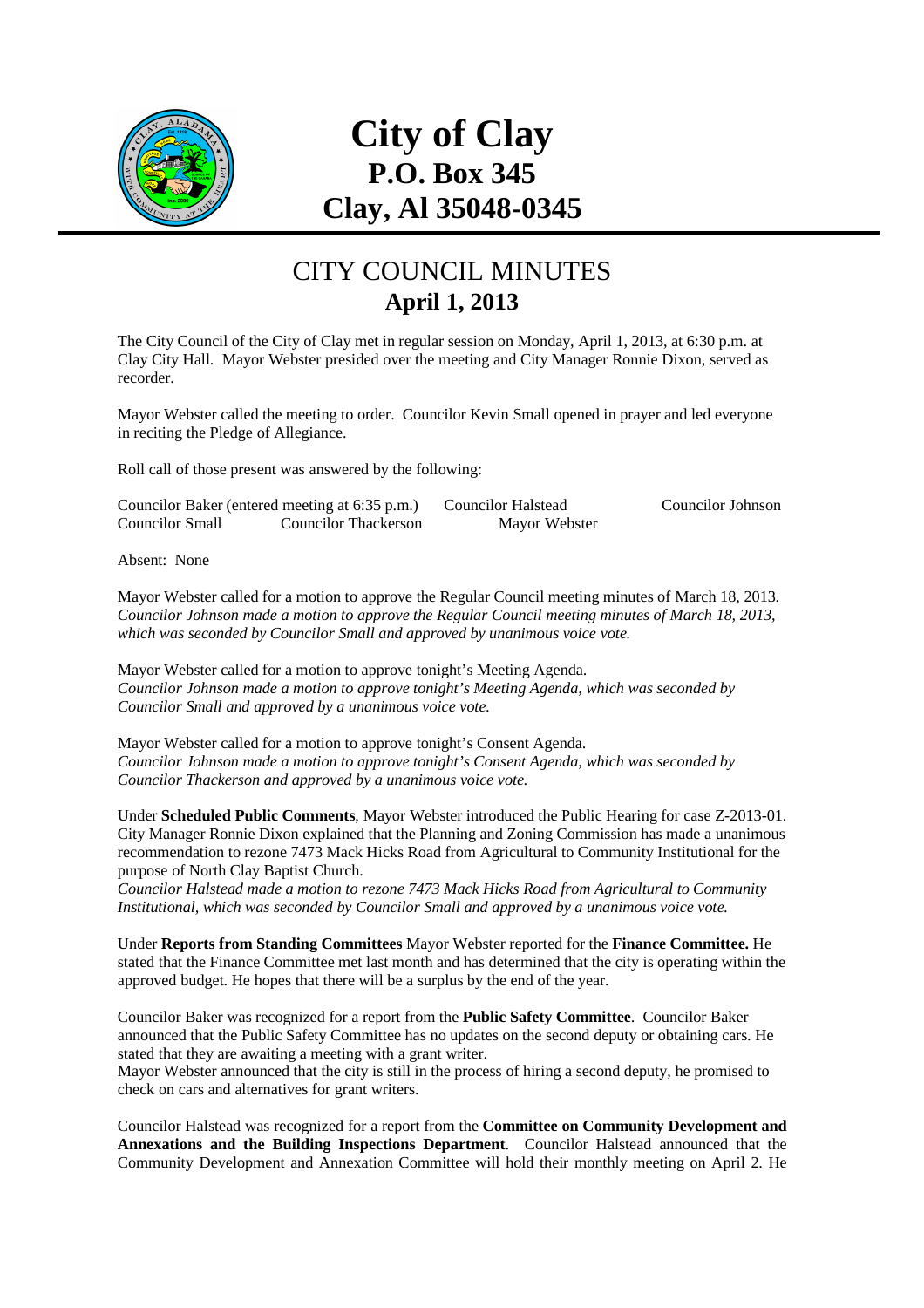# City of Clay
## P.O. Box 345
## Clay, Al 35048-0345

## CITY COUNCIL MINUTES
### April 1, 2013

The City Council of the City of Clay met in regular session on Monday, April 1, 2013, at 6:30 p.m. at Clay City Hall. Mayor Webster presided over the meeting and City Manager Ronnie Dixon, served as recorder.

Mayor Webster called the meeting to order. Councilor Kevin Small opened in prayer and led everyone in reciting the Pledge of Allegiance.

Roll call of those present was answered by the following:

Councilor Baker (entered meeting at 6:35 p.m.) Councilor Halstead Councilor Johnson
Councilor Small Councilor Thackerson Mayor Webster

Absent: None

Mayor Webster called for a motion to approve the Regular Council meeting minutes of March 18, 2013.
*Councilor Johnson made a motion to approve the Regular Council meeting minutes of March 18, 2013, which was seconded by Councilor Small and approved by unanimous voice vote.*

Mayor Webster called for a motion to approve tonight's Meeting Agenda.
*Councilor Johnson made a motion to approve tonight's Meeting Agenda, which was seconded by Councilor Small and approved by a unanimous voice vote.*

Mayor Webster called for a motion to approve tonight's Consent Agenda.
*Councilor Johnson made a motion to approve tonight's Consent Agenda, which was seconded by Councilor Thackerson and approved by a unanimous voice vote.*

Under **Scheduled Public Comments**, Mayor Webster introduced the Public Hearing for case Z-2013-01. City Manager Ronnie Dixon explained that the Planning and Zoning Commission has made a unanimous recommendation to rezone 7473 Mack Hicks Road from Agricultural to Community Institutional for the purpose of North Clay Baptist Church.
*Councilor Halstead made a motion to rezone 7473 Mack Hicks Road from Agricultural to Community Institutional, which was seconded by Councilor Small and approved by a unanimous voice vote.*

Under **Reports from Standing Committees** Mayor Webster reported for the **Finance Committee.** He stated that the Finance Committee met last month and has determined that the city is operating within the approved budget. He hopes that there will be a surplus by the end of the year.

Councilor Baker was recognized for a report from the **Public Safety Committee**. Councilor Baker announced that the Public Safety Committee has no updates on the second deputy or obtaining cars. He stated that they are awaiting a meeting with a grant writer.
Mayor Webster announced that the city is still in the process of hiring a second deputy, he promised to check on cars and alternatives for grant writers.

Councilor Halstead was recognized for a report from the **Committee on Community Development and Annexations and the Building Inspections Department**. Councilor Halstead announced that the Community Development and Annexation Committee will hold their monthly meeting on April 2. He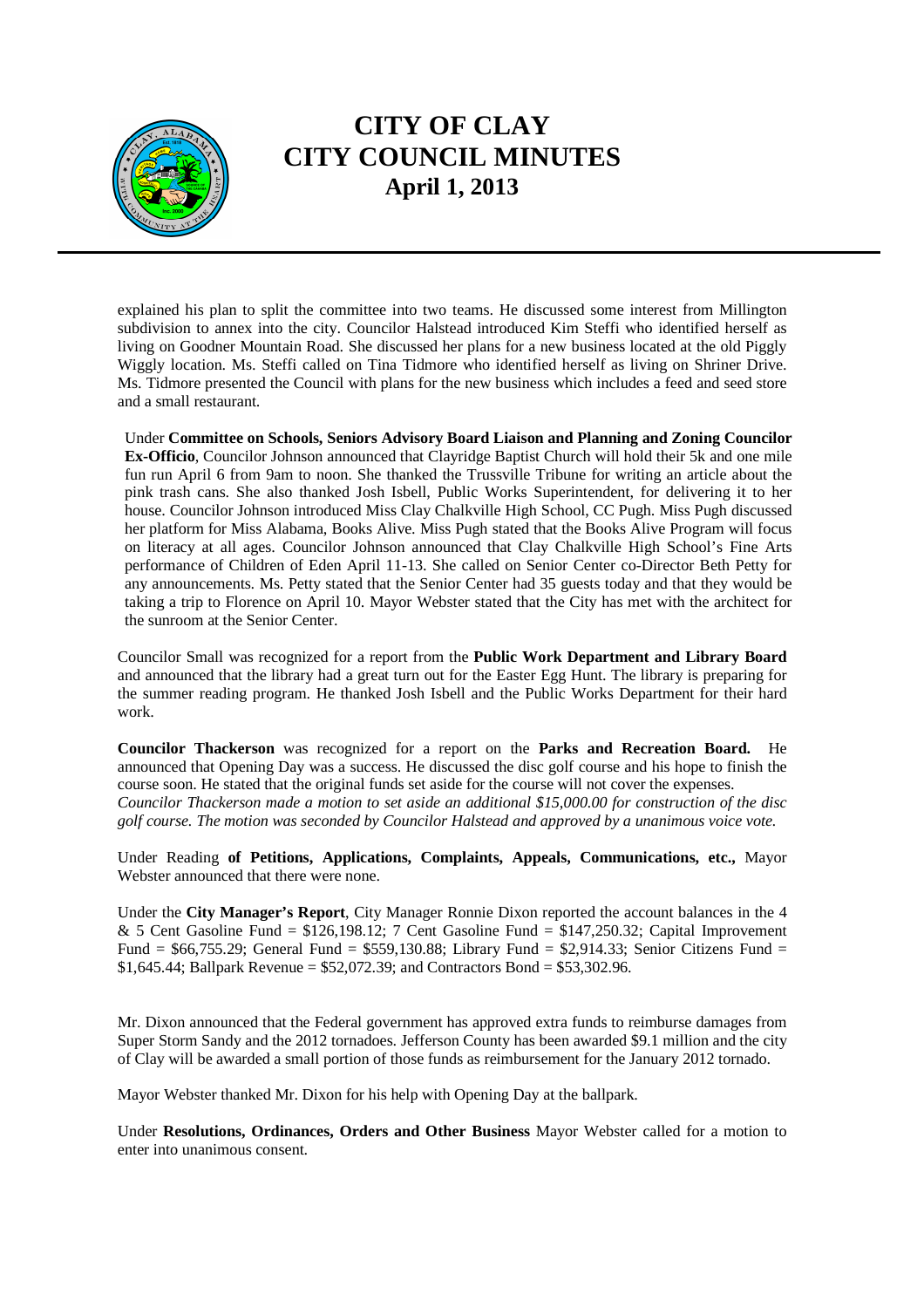explained his plan to split the committee into two teams. He discussed some interest from Millington subdivision to annex into the city. Councilor Halstead introduced Kim Steffi who identified herself as living on Goodner Mountain Road. She discussed her plans for a new business located at the old Piggly Wiggly location. Ms. Steffi called on Tina Tidmore who identified herself as living on Shriner Drive. Ms. Tidmore presented the Council with plans for the new business which includes a feed and seed store and a small restaurant.

Under **Committee on Schools, Seniors Advisory Board Liaison and Planning and Zoning Councilor Ex-Officio**, Councilor Johnson announced that Clayridge Baptist Church will hold their 5k and one mile fun run April 6 from 9am to noon. She thanked the Trussville Tribune for writing an article about the pink trash cans. She also thanked Josh Isbell, Public Works Superintendent, for delivering it to her house. Councilor Johnson introduced Miss Clay Chalkville High School, CC Pugh. Miss Pugh discussed her platform for Miss Alabama, Books Alive. Miss Pugh stated that the Books Alive Program will focus on literacy at all ages. Councilor Johnson announced that Clay Chalkville High School's Fine Arts performance of Children of Eden April 11-13. She called on Senior Center co-Director Beth Petty for any announcements. Ms. Petty stated that the Senior Center had 35 guests today and that they would be taking a trip to Florence on April 10. Mayor Webster stated that the City has met with the architect for the sunroom at the Senior Center.

Councilor Small was recognized for a report from the **Public Work Department and Library Board** and announced that the library had a great turn out for the Easter Egg Hunt. The library is preparing for the summer reading program. He thanked Josh Isbell and the Public Works Department for their hard work.

**Councilor Thackerson** was recognized for a report on the **Parks and Recreation Board.** He announced that Opening Day was a success. He discussed the disc golf course and his hope to finish the course soon. He stated that the original funds set aside for the course will not cover the expenses.
*Councilor Thackerson made a motion to set aside an additional $15,000.00 for construction of the disc golf course. The motion was seconded by Councilor Halstead and approved by a unanimous voice vote.*

Under Reading **of Petitions, Applications, Complaints, Appeals, Communications, etc.,** Mayor Webster announced that there were none.

Under the **City Manager's Report**, City Manager Ronnie Dixon reported the account balances in the 4 & 5 Cent Gasoline Fund = $126,198.12; 7 Cent Gasoline Fund = $147,250.32; Capital Improvement Fund = $66,755.29; General Fund = $559,130.88; Library Fund = $2,914.33; Senior Citizens Fund = $1,645.44; Ballpark Revenue = $52,072.39; and Contractors Bond = $53,302.96.

Mr. Dixon announced that the Federal government has approved extra funds to reimburse damages from Super Storm Sandy and the 2012 tornadoes. Jefferson County has been awarded $9.1 million and the city of Clay will be awarded a small portion of those funds as reimbursement for the January 2012 tornado.

Mayor Webster thanked Mr. Dixon for his help with Opening Day at the ballpark.

Under **Resolutions, Ordinances, Orders and Other Business** Mayor Webster called for a motion to enter into unanimous consent.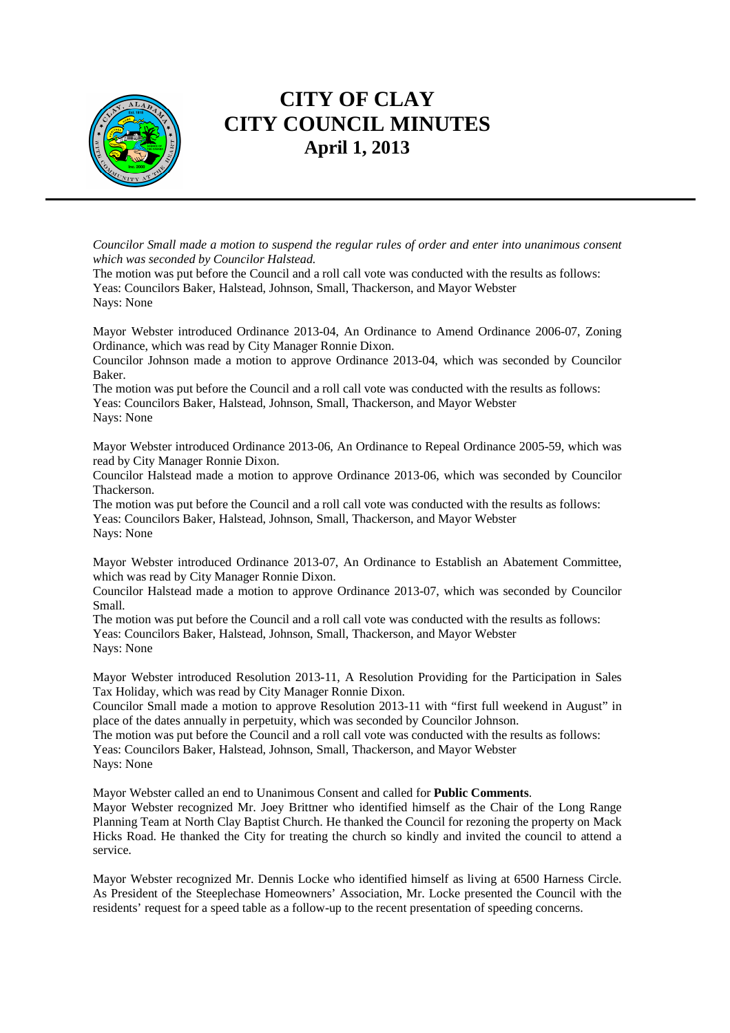*Councilor Small made a motion to suspend the regular rules of order and enter into unanimous consent which was seconded by Councilor Halstead.*

The motion was put before the Council and a roll call vote was conducted with the results as follows:
Yeas: Councilors Baker, Halstead, Johnson, Small, Thackerson, and Mayor Webster
Nays: None

Mayor Webster introduced Ordinance 2013-04, An Ordinance to Amend Ordinance 2006-07, Zoning Ordinance, which was read by City Manager Ronnie Dixon.
Councilor Johnson made a motion to approve Ordinance 2013-04, which was seconded by Councilor Baker.
The motion was put before the Council and a roll call vote was conducted with the results as follows:
Yeas: Councilors Baker, Halstead, Johnson, Small, Thackerson, and Mayor Webster
Nays: None

Mayor Webster introduced Ordinance 2013-06, An Ordinance to Repeal Ordinance 2005-59, which was read by City Manager Ronnie Dixon.
Councilor Halstead made a motion to approve Ordinance 2013-06, which was seconded by Councilor Thackerson.
The motion was put before the Council and a roll call vote was conducted with the results as follows:
Yeas: Councilors Baker, Halstead, Johnson, Small, Thackerson, and Mayor Webster
Nays: None

Mayor Webster introduced Ordinance 2013-07, An Ordinance to Establish an Abatement Committee, which was read by City Manager Ronnie Dixon.
Councilor Halstead made a motion to approve Ordinance 2013-07, which was seconded by Councilor Small.
The motion was put before the Council and a roll call vote was conducted with the results as follows:
Yeas: Councilors Baker, Halstead, Johnson, Small, Thackerson, and Mayor Webster
Nays: None

Mayor Webster introduced Resolution 2013-11, A Resolution Providing for the Participation in Sales Tax Holiday, which was read by City Manager Ronnie Dixon.
Councilor Small made a motion to approve Resolution 2013-11 with "first full weekend in August" in place of the dates annually in perpetuity, which was seconded by Councilor Johnson.
The motion was put before the Council and a roll call vote was conducted with the results as follows:
Yeas: Councilors Baker, Halstead, Johnson, Small, Thackerson, and Mayor Webster
Nays: None

Mayor Webster called an end to Unanimous Consent and called for **Public Comments**.
Mayor Webster recognized Mr. Joey Brittner who identified himself as the Chair of the Long Range Planning Team at North Clay Baptist Church. He thanked the Council for rezoning the property on Mack Hicks Road. He thanked the City for treating the church so kindly and invited the council to attend a service.

Mayor Webster recognized Mr. Dennis Locke who identified himself as living at 6500 Harness Circle. As President of the Steeplechase Homeowners' Association, Mr. Locke presented the Council with the residents' request for a speed table as a follow-up to the recent presentation of speeding concerns.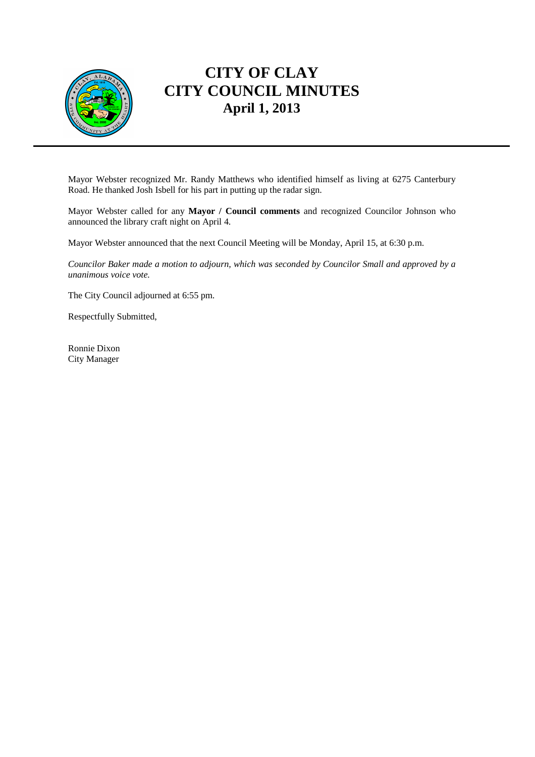# CITY OF CLAY
# CITY COUNCIL MINUTES
## April 1, 2013

Mayor Webster recognized Mr. Randy Matthews who identified himself as living at 6275 Canterbury Road. He thanked Josh Isbell for his part in putting up the radar sign.

Mayor Webster called for any **Mayor / Council comments** and recognized Councilor Johnson who announced the library craft night on April 4.

Mayor Webster announced that the next Council Meeting will be Monday, April 15, at 6:30 p.m.

*Councilor Baker made a motion to adjourn, which was seconded by Councilor Small and approved by a unanimous voice vote.*

The City Council adjourned at 6:55 pm.

Respectfully Submitted,

Ronnie Dixon
City Manager